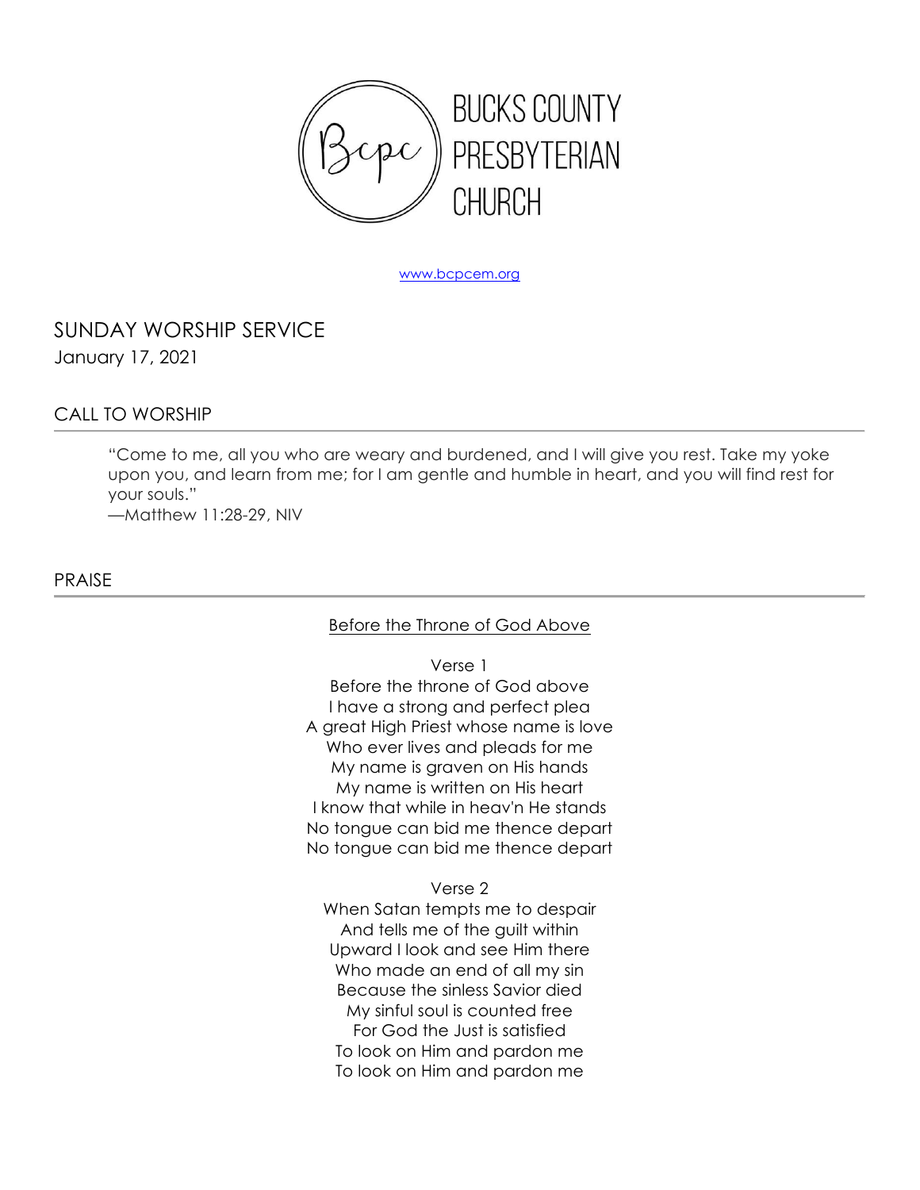# BUCKS COUNTY PRESBYTERIAN CHURCH

www.bcpcem.org

## SUNDAY WORSHIP SERVICE

January 17, 2021

### CALL TO WORSHIP

"Come to me, all you who are weary and burdened, and I will give you rest. Take my yoke upon you, and learn from me; for I am gentle and humble in heart, and you will find rest for your souls."
—Matthew 11:28-29, NIV

### PRAISE

Before the Throne of God Above

Verse 1
Before the throne of God above
I have a strong and perfect plea
A great High Priest whose name is love
Who ever lives and pleads for me
My name is graven on His hands
My name is written on His heart
I know that while in heav'n He stands
No tongue can bid me thence depart
No tongue can bid me thence depart

Verse 2
When Satan tempts me to despair
And tells me of the guilt within
Upward I look and see Him there
Who made an end of all my sin
Because the sinless Savior died
My sinful soul is counted free
For God the Just is satisfied
To look on Him and pardon me
To look on Him and pardon me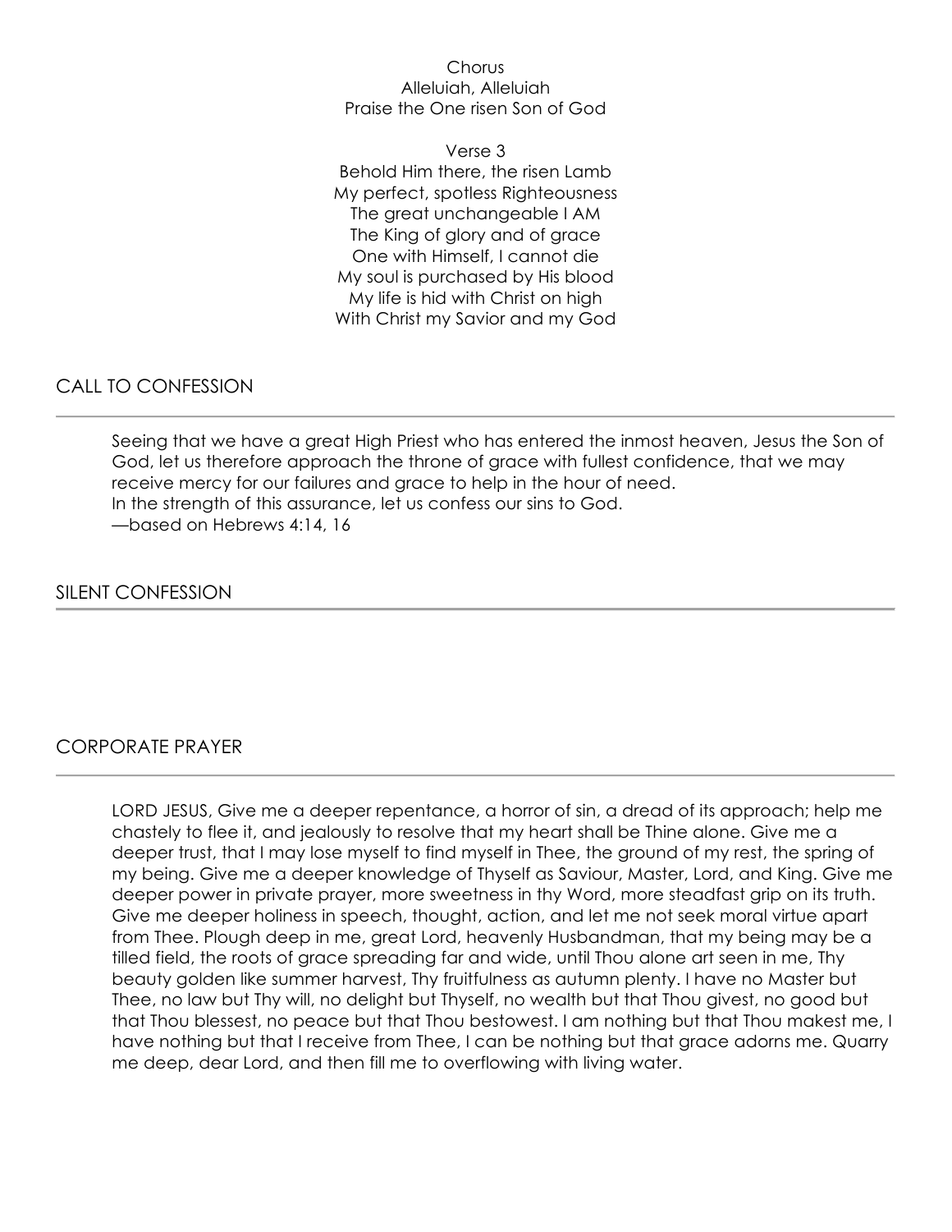Chorus
Alleluiah, Alleluiah
Praise the One risen Son of God

Verse 3
Behold Him there, the risen Lamb
My perfect, spotless Righteousness
The great unchangeable I AM
The King of glory and of grace
One with Himself, I cannot die
My soul is purchased by His blood
My life is hid with Christ on high
With Christ my Savior and my God

## CALL TO CONFESSION

Seeing that we have a great High Priest who has entered the inmost heaven, Jesus the Son of God, let us therefore approach the throne of grace with fullest confidence, that we may receive mercy for our failures and grace to help in the hour of need.
In the strength of this assurance, let us confess our sins to God.
—based on Hebrews 4:14, 16

## SILENT CONFESSION

## CORPORATE PRAYER

LORD JESUS, Give me a deeper repentance, a horror of sin, a dread of its approach; help me chastely to flee it, and jealously to resolve that my heart shall be Thine alone. Give me a deeper trust, that I may lose myself to find myself in Thee, the ground of my rest, the spring of my being. Give me a deeper knowledge of Thyself as Saviour, Master, Lord, and King. Give me deeper power in private prayer, more sweetness in thy Word, more steadfast grip on its truth. Give me deeper holiness in speech, thought, action, and let me not seek moral virtue apart from Thee. Plough deep in me, great Lord, heavenly Husbandman, that my being may be a tilled field, the roots of grace spreading far and wide, until Thou alone art seen in me, Thy beauty golden like summer harvest, Thy fruitfulness as autumn plenty. I have no Master but Thee, no law but Thy will, no delight but Thyself, no wealth but that Thou givest, no good but that Thou blessest, no peace but that Thou bestowest. I am nothing but that Thou makest me, I have nothing but that I receive from Thee, I can be nothing but that grace adorns me. Quarry me deep, dear Lord, and then fill me to overflowing with living water.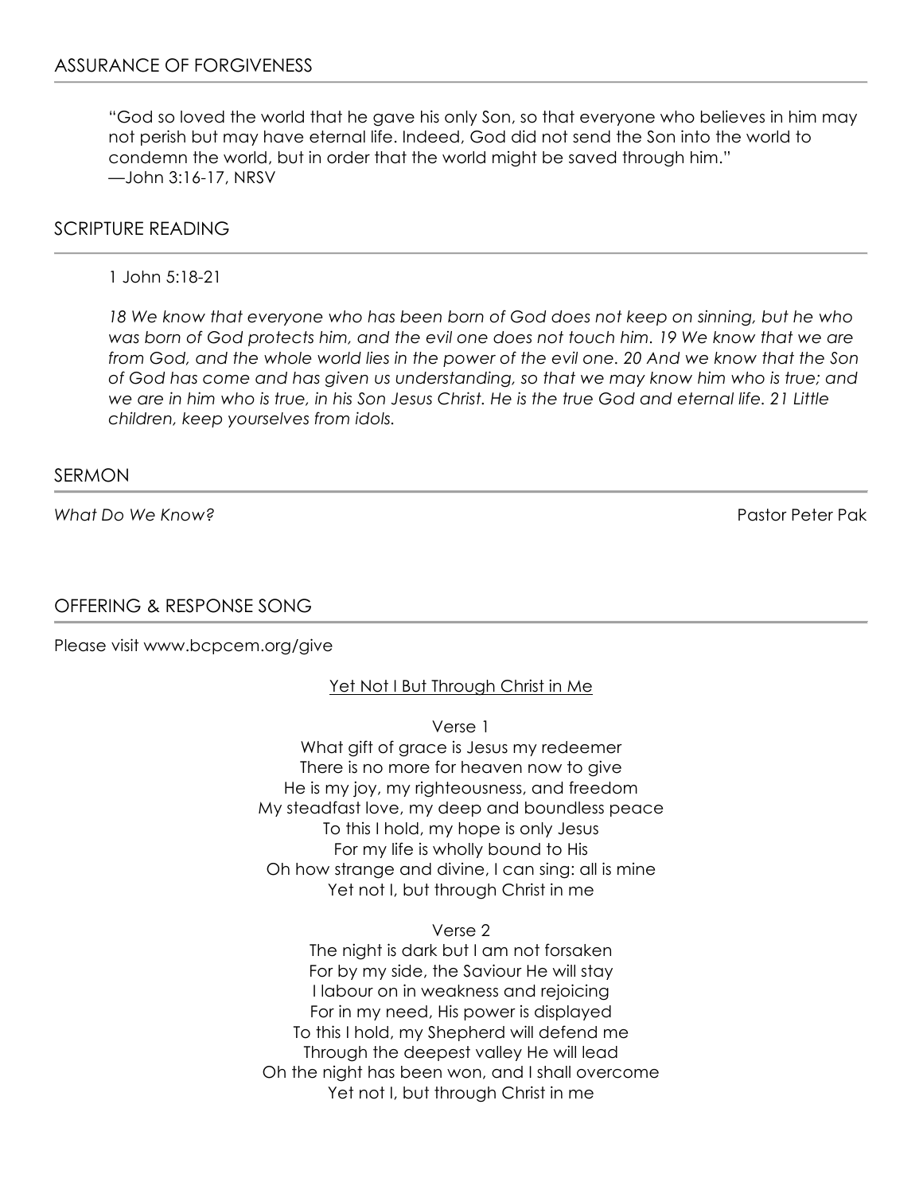## ASSURANCE OF FORGIVENESS

"God so loved the world that he gave his only Son, so that everyone who believes in him may not perish but may have eternal life. Indeed, God did not send the Son into the world to condemn the world, but in order that the world might be saved through him."
—John 3:16-17, NRSV

## SCRIPTURE READING

1 John 5:18-21

*18 We know that everyone who has been born of God does not keep on sinning, but he who was born of God protects him, and the evil one does not touch him. 19 We know that we are from God, and the whole world lies in the power of the evil one. 20 And we know that the Son of God has come and has given us understanding, so that we may know him who is true; and we are in him who is true, in his Son Jesus Christ. He is the true God and eternal life. 21 Little children, keep yourselves from idols.*

## SERMON

*What Do We Know?* Pastor Peter Pak

## OFFERING & RESPONSE SONG

Please visit www.bcpcem.org/give

Yet Not I But Through Christ in Me

Verse 1
What gift of grace is Jesus my redeemer
There is no more for heaven now to give
He is my joy, my righteousness, and freedom
My steadfast love, my deep and boundless peace
To this I hold, my hope is only Jesus
For my life is wholly bound to His
Oh how strange and divine, I can sing: all is mine
Yet not I, but through Christ in me

Verse 2
The night is dark but I am not forsaken
For by my side, the Saviour He will stay
I labour on in weakness and rejoicing
For in my need, His power is displayed
To this I hold, my Shepherd will defend me
Through the deepest valley He will lead
Oh the night has been won, and I shall overcome
Yet not I, but through Christ in me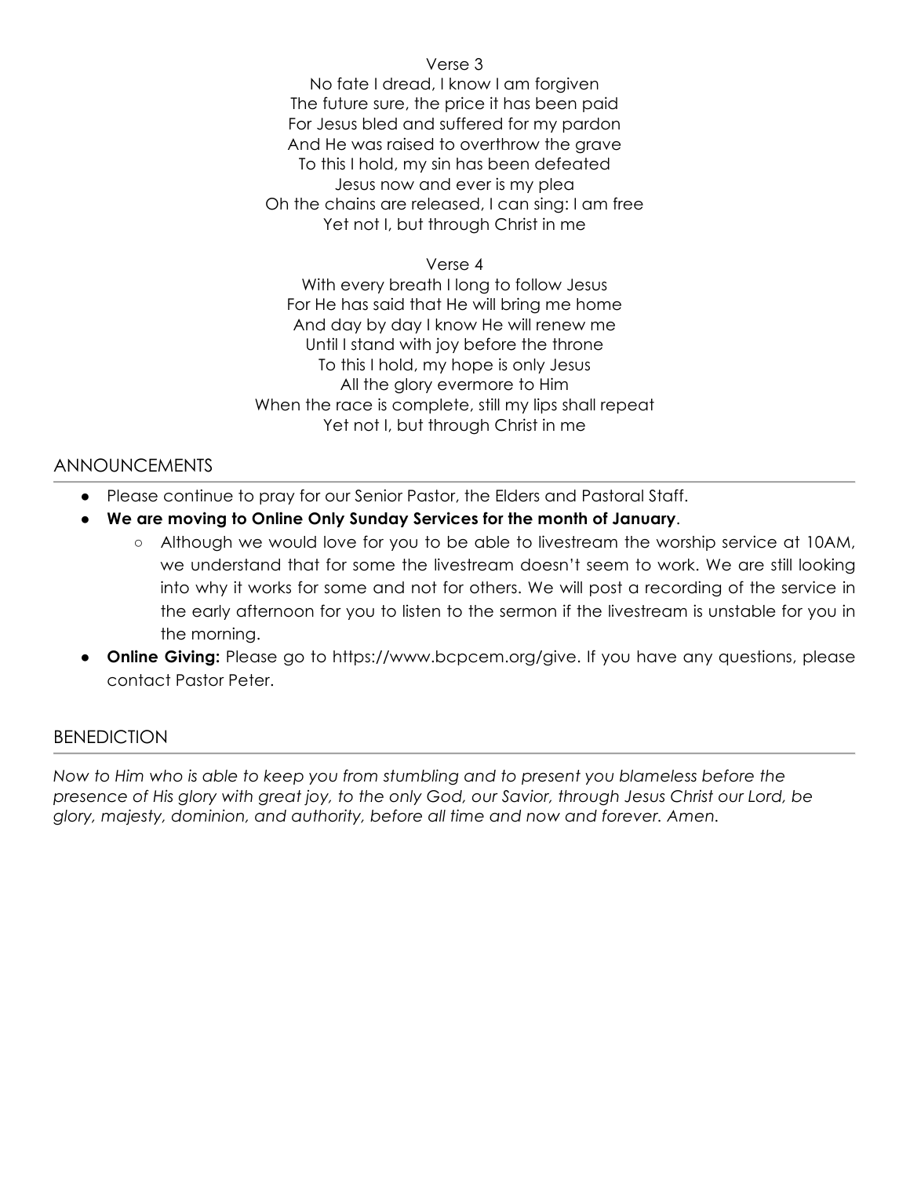Verse 3

No fate I dread, I know I am forgiven
The future sure, the price it has been paid
For Jesus bled and suffered for my pardon
And He was raised to overthrow the grave
To this I hold, my sin has been defeated
Jesus now and ever is my plea
Oh the chains are released, I can sing: I am free
Yet not I, but through Christ in me

Verse 4

With every breath I long to follow Jesus
For He has said that He will bring me home
And day by day I know He will renew me
Until I stand with joy before the throne
To this I hold, my hope is only Jesus
All the glory evermore to Him
When the race is complete, still my lips shall repeat
Yet not I, but through Christ in me

## ANNOUNCEMENTS

- Please continue to pray for our Senior Pastor, the Elders and Pastoral Staff.
- **We are moving to Online Only Sunday Services for the month of January**.
    - Although we would love for you to be able to livestream the worship service at 10AM, we understand that for some the livestream doesn't seem to work. We are still looking into why it works for some and not for others. We will post a recording of the service in the early afternoon for you to listen to the sermon if the livestream is unstable for you in the morning.
- **Online Giving:** Please go to https://www.bcpcem.org/give. If you have any questions, please contact Pastor Peter.

## BENEDICTION

*Now to Him who is able to keep you from stumbling and to present you blameless before the presence of His glory with great joy, to the only God, our Savior, through Jesus Christ our Lord, be glory, majesty, dominion, and authority, before all time and now and forever. Amen.*